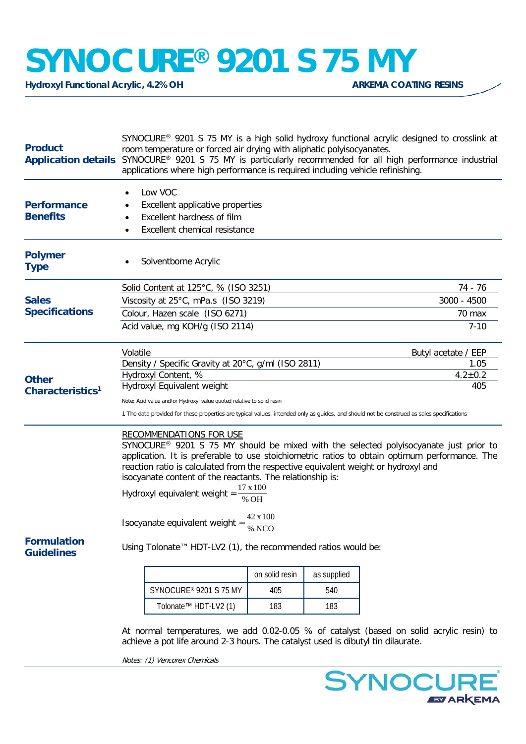# SYNOCURE® 9201 S 75 MY

**Hydroxyl Functional Acrylic, 4.2% OH** — **ARKEMA COATING RESINS**

## Product Application details

SYNOCURE® 9201 S 75 MY is a high solid hydroxy functional acrylic designed to crosslink at room temperature or forced air drying with aliphatic polyisocyanates.
SYNOCURE® 9201 S 75 MY is particularly recommended for all high performance industrial applications where high performance is required including vehicle refinishing.

## Performance Benefits

- Low VOC
- Excellent applicative properties
- Excellent hardness of film
- Excellent chemical resistance

## Polymer Type

- Solventborne Acrylic

## Sales Specifications

| Property | Value |
|---|---|
| Solid Content at 125°C, % (ISO 3251) | 74 - 76 |
| Viscosity at 25°C, mPa.s (ISO 3219) | 3000 - 4500 |
| Colour, Hazen scale (ISO 6271) | 70 max |
| Acid value, mg KOH/g (ISO 2114) | 7-10 |

## Other Characteristics[1]

| Property | Value |
|---|---|
| Volatile | Butyl acetate / EEP |
| Density / Specific Gravity at 20°C, g/ml (ISO 2811) | 1.05 |
| Hydroxyl Content, % | 4.2±0.2 |
| Hydroxyl Equivalent weight | 405 |

Note: Acid value and/or Hydroxyl value quoted relative to solid resin

1 The data provided for these properties are typical values, intended only as guides, and should not be construed as sales specifications

## Formulation Guidelines

RECOMMENDATIONS FOR USE

SYNOCURE® 9201 S 75 MY should be mixed with the selected polyisocyanate just prior to application. It is preferable to use stoichiometric ratios to obtain optimum performance. The reaction ratio is calculated from the respective equivalent weight or hydroxyl and isocyanate content of the reactants. The relationship is:

$$\text{Hydroxyl equivalent weight} = \frac{17 \times 100}{\%\,\text{OH}}$$

$$\text{Isocyanate equivalent weight} = \frac{42 \times 100}{\%\,\text{NCO}}$$

Using Tolonate™ HDT-LV2 (1), the recommended ratios would be:

| | on solid resin | as supplied |
|---|---|---|
| SYNOCURE® 9201 S 75 MY | 405 | 540 |
| Tolonate™ HDT-LV2 (1) | 183 | 183 |

At normal temperatures, we add 0.02-0.05 % of catalyst (based on solid acrylic resin) to achieve a pot life around 2-3 hours. The catalyst used is dibutyl tin dilaurate.

*Notes: (1) Vencorex Chemicals*

SYNOCURE® BY ARKEMA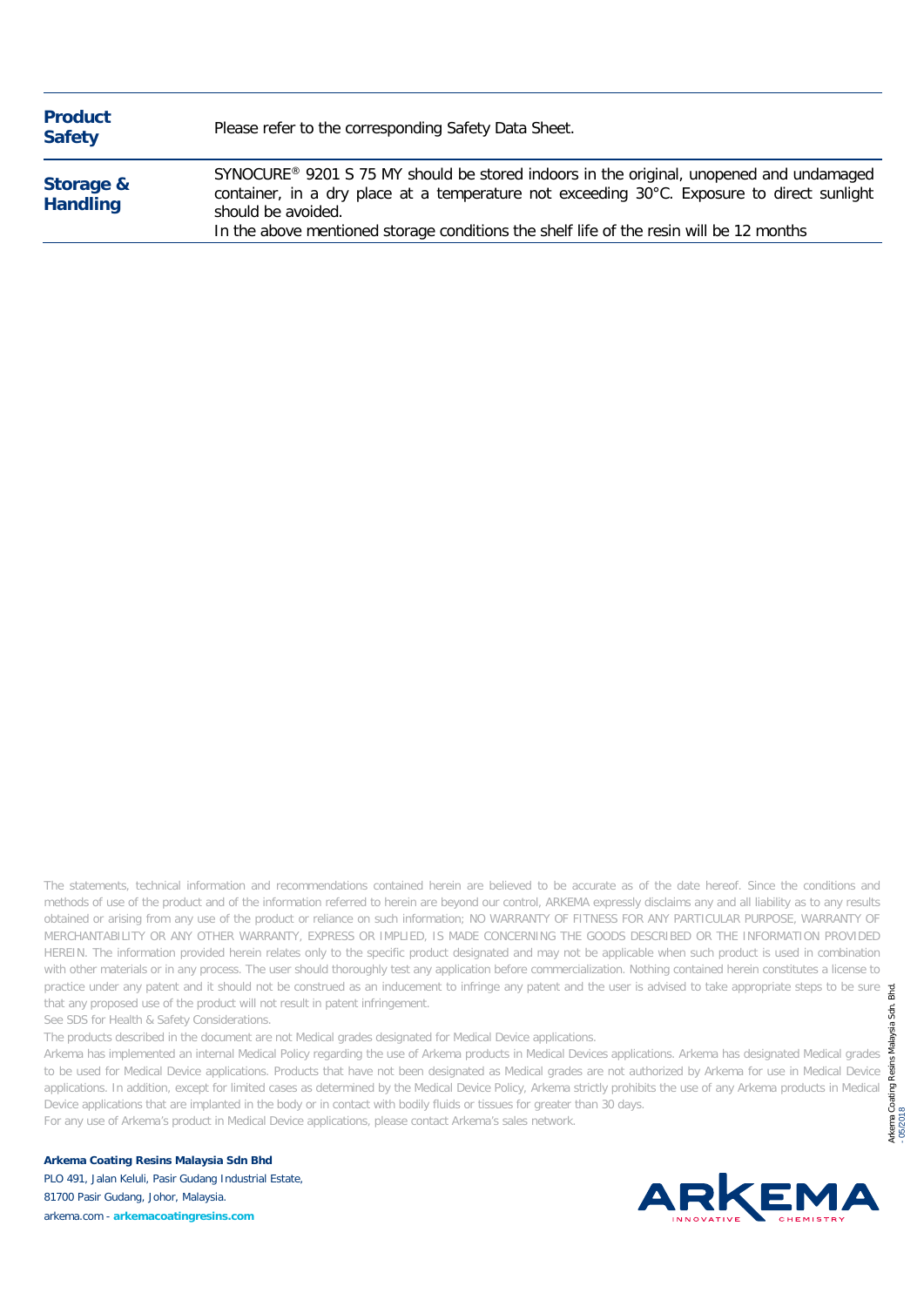| | |
|---|---|
| **Product Safety** | Please refer to the corresponding Safety Data Sheet. |
| **Storage & Handling** | SYNOCURE® 9201 S 75 MY should be stored indoors in the original, unopened and undamaged container, in a dry place at a temperature not exceeding 30°C. Exposure to direct sunlight should be avoided.<br>In the above mentioned storage conditions the shelf life of the resin will be 12 months |

The statements, technical information and recommendations contained herein are believed to be accurate as of the date hereof. Since the conditions and methods of use of the product and of the information referred to herein are beyond our control, ARKEMA expressly disclaims any and all liability as to any results obtained or arising from any use of the product or reliance on such information; NO WARRANTY OF FITNESS FOR ANY PARTICULAR PURPOSE, WARRANTY OF MERCHANTABILITY OR ANY OTHER WARRANTY, EXPRESS OR IMPLIED, IS MADE CONCERNING THE GOODS DESCRIBED OR THE INFORMATION PROVIDED HEREIN. The information provided herein relates only to the specific product designated and may not be applicable when such product is used in combination with other materials or in any process. The user should thoroughly test any application before commercialization. Nothing contained herein constitutes a license to practice under any patent and it should not be construed as an inducement to infringe any patent and the user is advised to take appropriate steps to be sure that any proposed use of the product will not result in patent infringement.
See SDS for Health & Safety Considerations.
The products described in the document are not Medical grades designated for Medical Device applications.
Arkema has implemented an internal Medical Policy regarding the use of Arkema products in Medical Devices applications. Arkema has designated Medical grades to be used for Medical Device applications. Products that have not been designated as Medical grades are not authorized by Arkema for use in Medical Device applications. In addition, except for limited cases as determined by the Medical Device Policy, Arkema strictly prohibits the use of any Arkema products in Medical Device applications that are implanted in the body or in contact with bodily fluids or tissues for greater than 30 days.
For any use of Arkema's product in Medical Device applications, please contact Arkema's sales network.

**Arkema Coating Resins Malaysia Sdn Bhd**
PLO 491, Jalan Keluli, Pasir Gudang Industrial Estate,
81700 Pasir Gudang, Johor, Malaysia.
arkema.com - **arkemacoatingresins.com**

ARKEMA
INNOVATIVE CHEMISTRY

Arkema Coating Resins Malaysia Sdn. Bhd. - 05/2018